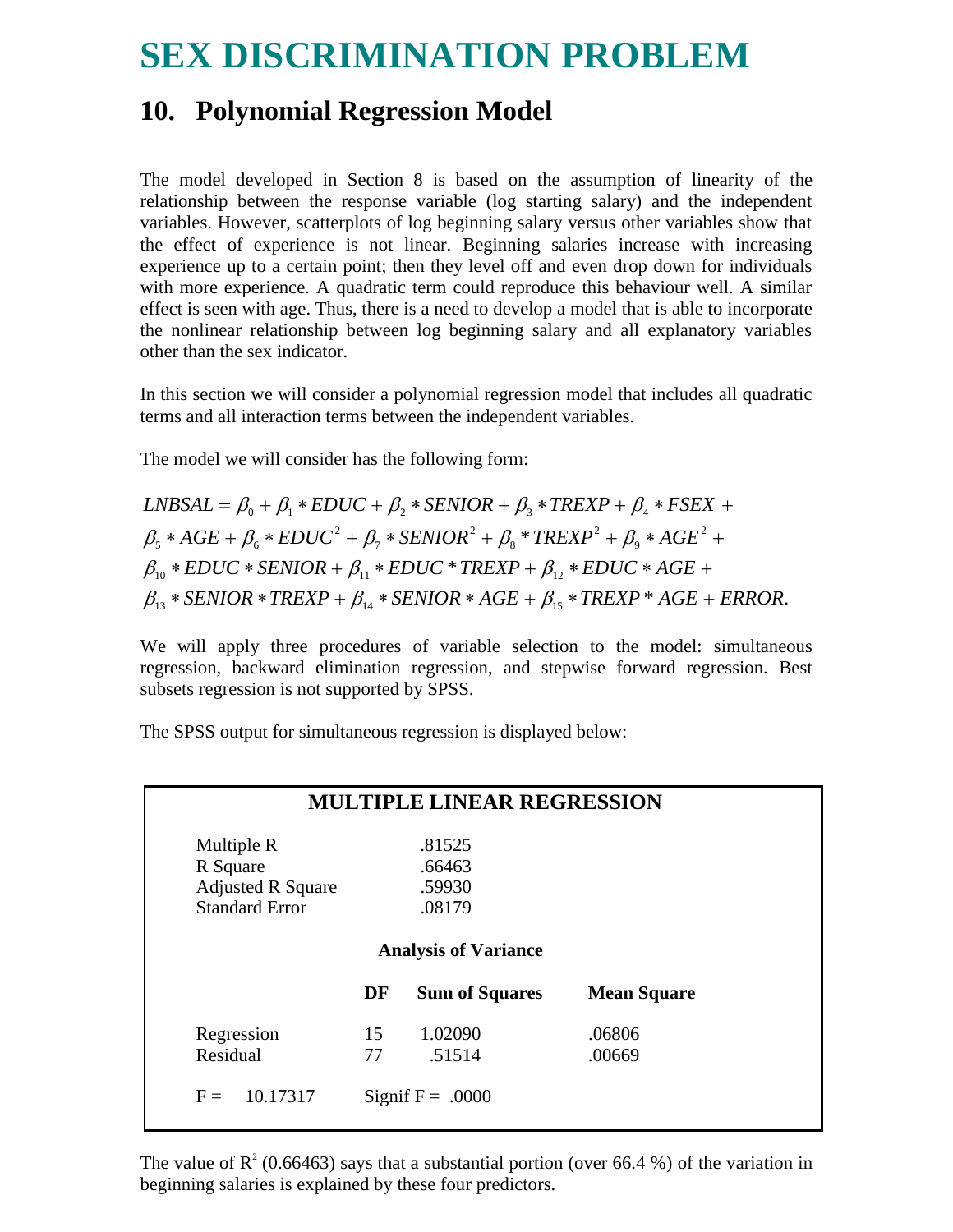# SEX DISCRIMINATION PROBLEM

## 10. Polynomial Regression Model

The model developed in Section 8 is based on the assumption of linearity of the relationship between the response variable (log starting salary) and the independent variables. However, scatterplots of log beginning salary versus other variables show that the effect of experience is not linear. Beginning salaries increase with increasing experience up to a certain point; then they level off and even drop down for individuals with more experience. A quadratic term could reproduce this behaviour well. A similar effect is seen with age. Thus, there is a need to develop a model that is able to incorporate the nonlinear relationship between log beginning salary and all explanatory variables other than the sex indicator.

In this section we will consider a polynomial regression model that includes all quadratic terms and all interaction terms between the independent variables.

The model we will consider has the following form:

$$
\begin{aligned}
LNBSAL = &\beta_0 + \beta_1 * EDUC + \beta_2 * SENIOR + \beta_3 * TREXP + \beta_4 * FSEX + \\
&\beta_5 * AGE + \beta_6 * EDUC^2 + \beta_7 * SENIOR^2 + \beta_8 * TREXP^2 + \beta_9 * AGE^2 + \\
&\beta_{10} * EDUC * SENIOR + \beta_{11} * EDUC * TREXP + \beta_{12} * EDUC * AGE + \\
&\beta_{13} * SENIOR * TREXP + \beta_{14} * SENIOR * AGE + \beta_{15} * TREXP * AGE + ERROR.
\end{aligned}
$$

We will apply three procedures of variable selection to the model: simultaneous regression, backward elimination regression, and stepwise forward regression. Best subsets regression is not supported by SPSS.

The SPSS output for simultaneous regression is displayed below:

**MULTIPLE LINEAR REGRESSION**

| | |
|---|---|
| Multiple R | .81525 |
| R Square | .66463 |
| Adjusted R Square | .59930 |
| Standard Error | .08179 |

**Analysis of Variance**

| | DF | Sum of Squares | Mean Square |
|---|---|---|---|
| Regression | 15 | 1.02090 | .06806 |
| Residual | 77 | .51514 | .00669 |

F = 10.17317 Signif F = .0000

The value of $R^2$ (0.66463) says that a substantial portion (over 66.4 %) of the variation in beginning salaries is explained by these four predictors.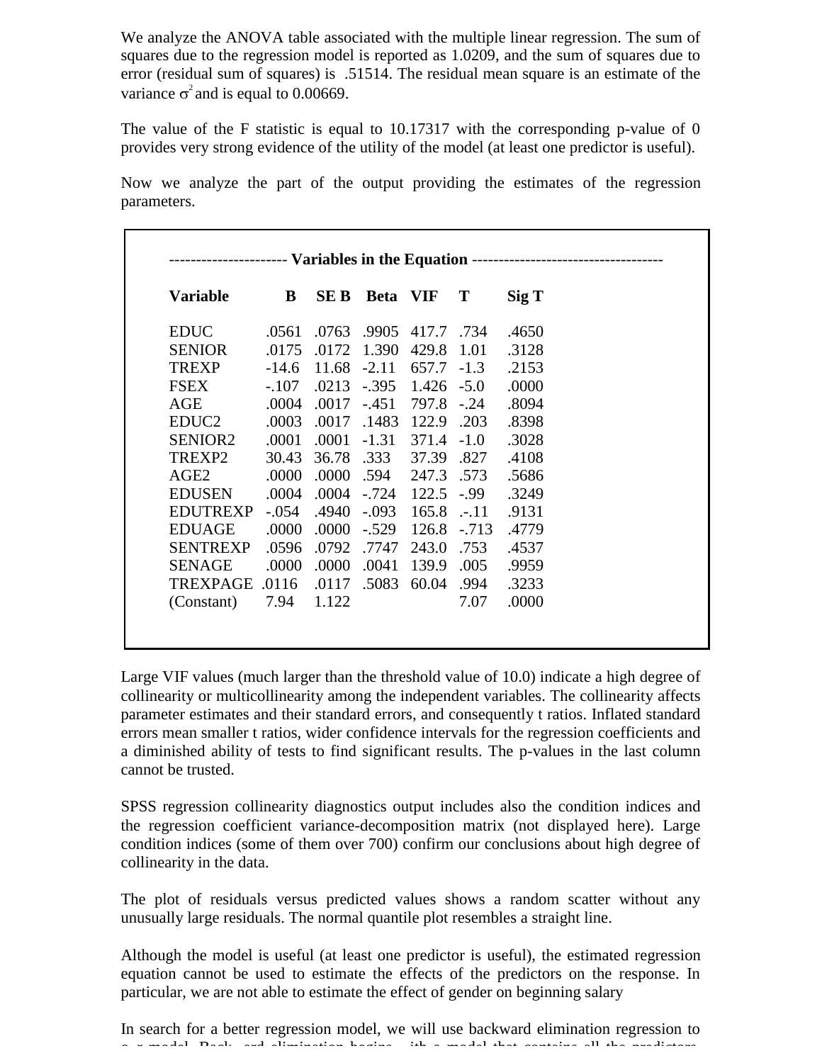We analyze the ANOVA table associated with the multiple linear regression. The sum of squares due to the regression model is reported as 1.0209, and the sum of squares due to error (residual sum of squares) is .51514. The residual mean square is an estimate of the variance $\sigma^2$ and is equal to 0.00669.

The value of the F statistic is equal to 10.17317 with the corresponding p-value of 0 provides very strong evidence of the utility of the model (at least one predictor is useful).

Now we analyze the part of the output providing the estimates of the regression parameters.

---------------------- **Variables in the Equation** ------------------------------------

| **Variable** | **B** | **SE B** | **Beta** | **VIF** | **T** | **Sig T** |
|---|---|---|---|---|---|---|
| EDUC | .0561 | .0763 | .9905 | 417.7 | .734 | .4650 |
| SENIOR | .0175 | .0172 | 1.390 | 429.8 | 1.01 | .3128 |
| TREXP | -14.6 | 11.68 | -2.11 | 657.7 | -1.3 | .2153 |
| FSEX | -.107 | .0213 | -.395 | 1.426 | -5.0 | .0000 |
| AGE | .0004 | .0017 | -.451 | 797.8 | -.24 | .8094 |
| EDUC2 | .0003 | .0017 | .1483 | 122.9 | .203 | .8398 |
| SENIOR2 | .0001 | .0001 | -1.31 | 371.4 | -1.0 | .3028 |
| TREXP2 | 30.43 | 36.78 | .333 | 37.39 | .827 | .4108 |
| AGE2 | .0000 | .0000 | .594 | 247.3 | .573 | .5686 |
| EDUSEN | .0004 | .0004 | -.724 | 122.5 | -.99 | .3249 |
| EDUTREXP | -.054 | .4940 | -.093 | 165.8 | .-.11 | .9131 |
| EDUAGE | .0000 | .0000 | -.529 | 126.8 | -.713 | .4779 |
| SENTREXP | .0596 | .0792 | .7747 | 243.0 | .753 | .4537 |
| SENAGE | .0000 | .0000 | .0041 | 139.9 | .005 | .9959 |
| TREXPAGE | .0116 | .0117 | .5083 | 60.04 | .994 | .3233 |
| (Constant) | 7.94 | 1.122 | | | 7.07 | .0000 |

Large VIF values (much larger than the threshold value of 10.0) indicate a high degree of collinearity or multicollinearity among the independent variables. The collinearity affects parameter estimates and their standard errors, and consequently t ratios. Inflated standard errors mean smaller t ratios, wider confidence intervals for the regression coefficients and a diminished ability of tests to find significant results. The p-values in the last column cannot be trusted.

SPSS regression collinearity diagnostics output includes also the condition indices and the regression coefficient variance-decomposition matrix (not displayed here). Large condition indices (some of them over 700) confirm our conclusions about high degree of collinearity in the data.

The plot of residuals versus predicted values shows a random scatter without any unusually large residuals. The normal quantile plot resembles a straight line.

Although the model is useful (at least one predictor is useful), the estimated regression equation cannot be used to estimate the effects of the predictors on the response. In particular, we are not able to estimate the effect of gender on beginning salary

In search for a better regression model, we will use backward elimination regression to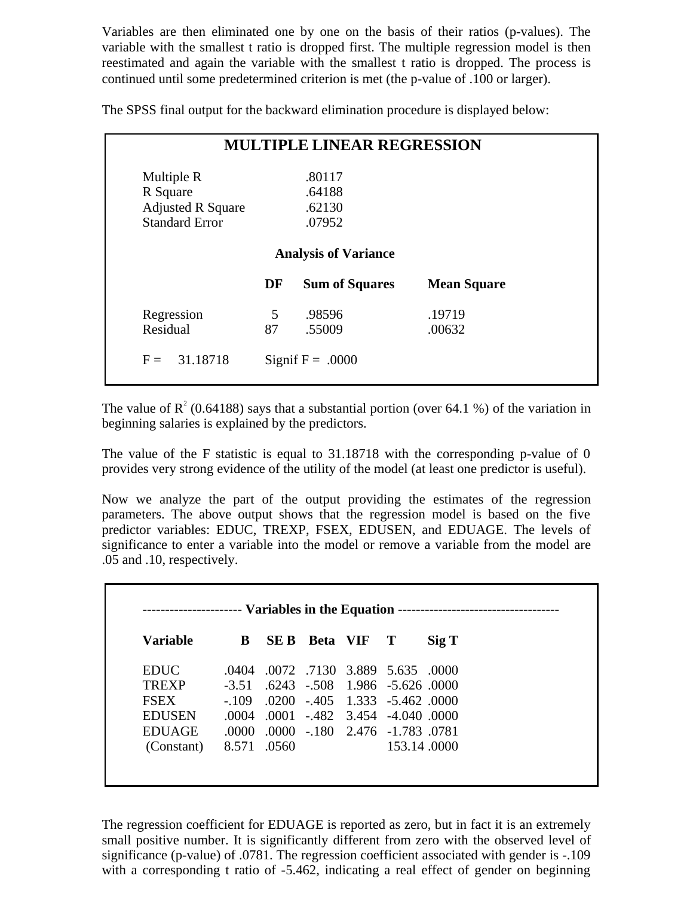Variables are then eliminated one by one on the basis of their ratios (p-values). The variable with the smallest t ratio is dropped first. The multiple regression model is then reestimated and again the variable with the smallest t ratio is dropped. The process is continued until some predetermined criterion is met (the p-value of .100 or larger).

The SPSS final output for the backward elimination procedure is displayed below:

**MULTIPLE LINEAR REGRESSION**

| | |
|---|---|
| Multiple R | .80117 |
| R Square | .64188 |
| Adjusted R Square | .62130 |
| Standard Error | .07952 |

**Analysis of Variance**

| | DF | Sum of Squares | Mean Square |
|---|---|---|---|
| Regression | 5 | .98596 | .19719 |
| Residual | 87 | .55009 | .00632 |

F = 31.18718 Signif F = .0000

The value of $R^2$ (0.64188) says that a substantial portion (over 64.1 %) of the variation in beginning salaries is explained by the predictors.

The value of the F statistic is equal to 31.18718 with the corresponding p-value of 0 provides very strong evidence of the utility of the model (at least one predictor is useful).

Now we analyze the part of the output providing the estimates of the regression parameters. The above output shows that the regression model is based on the five predictor variables: EDUC, TREXP, FSEX, EDUSEN, and EDUAGE. The levels of significance to enter a variable into the model or remove a variable from the model are .05 and .10, respectively.

---------------------- **Variables in the Equation** ------------------------------------

| Variable | B | SE B | Beta | VIF | T | Sig T |
|---|---|---|---|---|---|---|
| EDUC | .0404 | .0072 | .7130 | 3.889 | 5.635 | .0000 |
| TREXP | -3.51 | .6243 | -.508 | 1.986 | -5.626 | .0000 |
| FSEX | -.109 | .0200 | -.405 | 1.333 | -5.462 | .0000 |
| EDUSEN | .0004 | .0001 | -.482 | 3.454 | -4.040 | .0000 |
| EDUAGE | .0000 | .0000 | -.180 | 2.476 | -1.783 | .0781 |
| (Constant) | 8.571 | .0560 | | | 153.14 | .0000 |

The regression coefficient for EDUAGE is reported as zero, but in fact it is an extremely small positive number. It is significantly different from zero with the observed level of significance (p-value) of .0781. The regression coefficient associated with gender is -.109 with a corresponding t ratio of -5.462, indicating a real effect of gender on beginning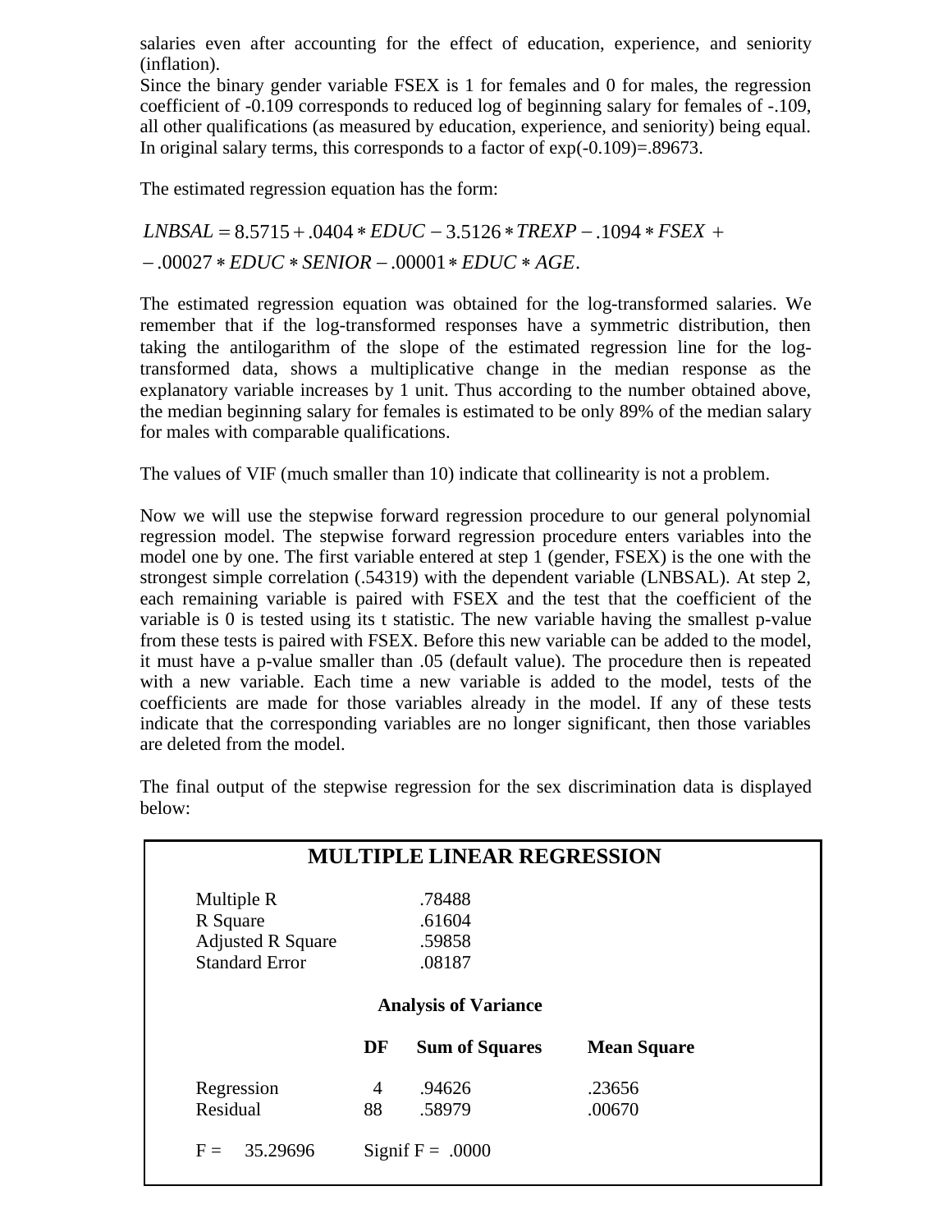salaries even after accounting for the effect of education, experience, and seniority (inflation).
Since the binary gender variable FSEX is 1 for females and 0 for males, the regression coefficient of -0.109 corresponds to reduced log of beginning salary for females of -.109, all other qualifications (as measured by education, experience, and seniority) being equal. In original salary terms, this corresponds to a factor of exp(-0.109)=.89673.

The estimated regression equation has the form:

$$LNBSAL = 8.5715 + .0404 * EDUC - 3.5126 * TREXP - .1094 * FSEX +$$
$$- .00027 * EDUC * SENIOR - .00001 * EDUC * AGE.$$

The estimated regression equation was obtained for the log-transformed salaries. We remember that if the log-transformed responses have a symmetric distribution, then taking the antilogarithm of the slope of the estimated regression line for the log-transformed data, shows a multiplicative change in the median response as the explanatory variable increases by 1 unit. Thus according to the number obtained above, the median beginning salary for females is estimated to be only 89% of the median salary for males with comparable qualifications.

The values of VIF (much smaller than 10) indicate that collinearity is not a problem.

Now we will use the stepwise forward regression procedure to our general polynomial regression model. The stepwise forward regression procedure enters variables into the model one by one. The first variable entered at step 1 (gender, FSEX) is the one with the strongest simple correlation (.54319) with the dependent variable (LNBSAL). At step 2, each remaining variable is paired with FSEX and the test that the coefficient of the variable is 0 is tested using its t statistic. The new variable having the smallest p-value from these tests is paired with FSEX. Before this new variable can be added to the model, it must have a p-value smaller than .05 (default value). The procedure then is repeated with a new variable. Each time a new variable is added to the model, tests of the coefficients are made for those variables already in the model. If any of these tests indicate that the corresponding variables are no longer significant, then those variables are deleted from the model.

The final output of the stepwise regression for the sex discrimination data is displayed below:

**MULTIPLE LINEAR REGRESSION**

| | |
|---|---|
| Multiple R | .78488 |
| R Square | .61604 |
| Adjusted R Square | .59858 |
| Standard Error | .08187 |

**Analysis of Variance**

| | DF | Sum of Squares | Mean Square |
|---|---|---|---|
| Regression | 4 | .94626 | .23656 |
| Residual | 88 | .58979 | .00670 |

F = 35.29696 Signif F = .0000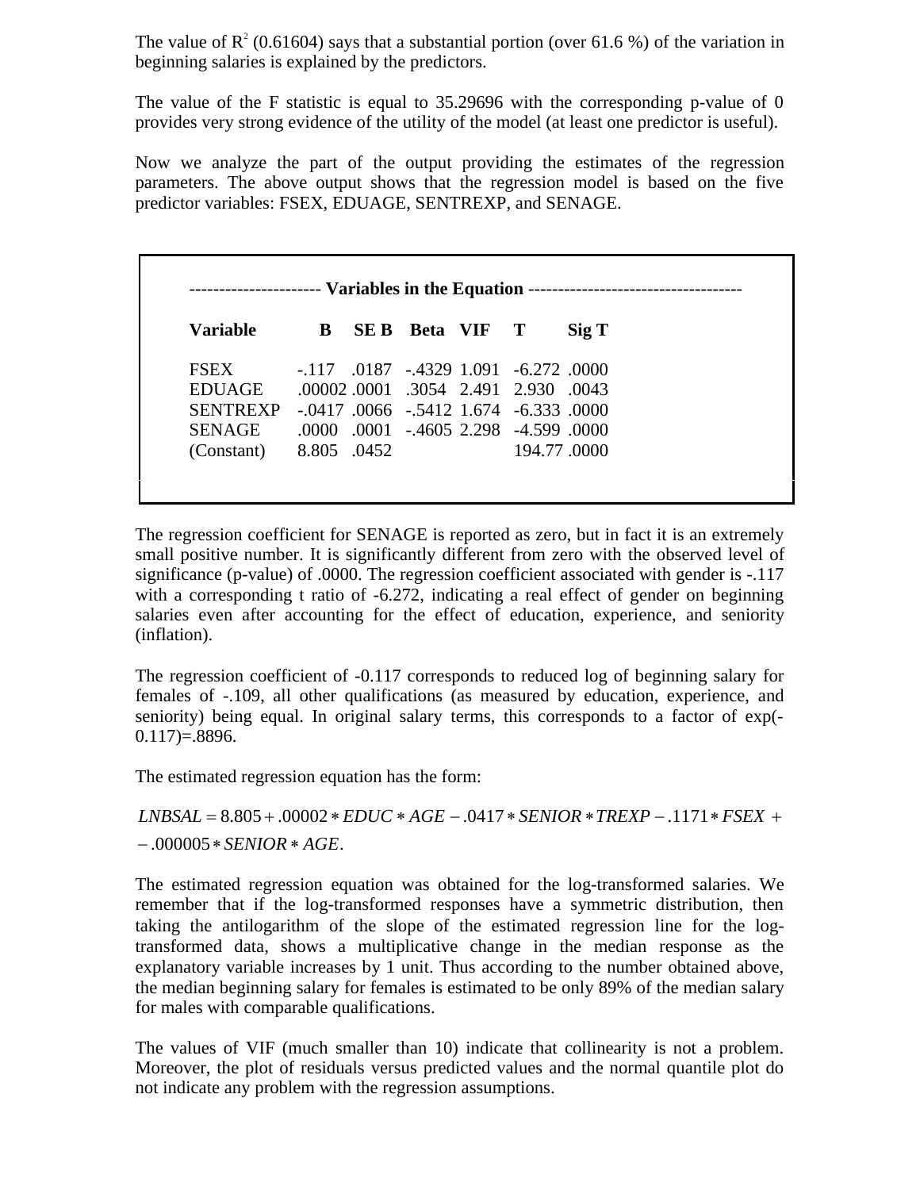The value of $R^2$ (0.61604) says that a substantial portion (over 61.6 %) of the variation in beginning salaries is explained by the predictors.

The value of the F statistic is equal to 35.29696 with the corresponding p-value of 0 provides very strong evidence of the utility of the model (at least one predictor is useful).

Now we analyze the part of the output providing the estimates of the regression parameters. The above output shows that the regression model is based on the five predictor variables: FSEX, EDUAGE, SENTREXP, and SENAGE.

---------------------- **Variables in the Equation** ------------------------------------

| Variable | B | SE B | Beta | VIF | T | Sig T |
|---|---|---|---|---|---|---|
| FSEX | -.117 | .0187 | -.4329 | 1.091 | -6.272 | .0000 |
| EDUAGE | .00002 | .0001 | .3054 | 2.491 | 2.930 | .0043 |
| SENTREXP | -.0417 | .0066 | -.5412 | 1.674 | -6.333 | .0000 |
| SENAGE | .0000 | .0001 | -.4605 | 2.298 | -4.599 | .0000 |
| (Constant) | 8.805 | .0452 | | | 194.77 | .0000 |

The regression coefficient for SENAGE is reported as zero, but in fact it is an extremely small positive number. It is significantly different from zero with the observed level of significance (p-value) of .0000. The regression coefficient associated with gender is -.117 with a corresponding t ratio of -6.272, indicating a real effect of gender on beginning salaries even after accounting for the effect of education, experience, and seniority (inflation).

The regression coefficient of -0.117 corresponds to reduced log of beginning salary for females of -.109, all other qualifications (as measured by education, experience, and seniority) being equal. In original salary terms, this corresponds to a factor of exp(-0.117)=.8896.

The estimated regression equation has the form:

$$LNBSAL = 8.805 + .00002 * EDUC * AGE - .0417 * SENIOR * TREXP - .1171 * FSEX + \\ - .000005 * SENIOR * AGE.$$

The estimated regression equation was obtained for the log-transformed salaries. We remember that if the log-transformed responses have a symmetric distribution, then taking the antilogarithm of the slope of the estimated regression line for the log-transformed data, shows a multiplicative change in the median response as the explanatory variable increases by 1 unit. Thus according to the number obtained above, the median beginning salary for females is estimated to be only 89% of the median salary for males with comparable qualifications.

The values of VIF (much smaller than 10) indicate that collinearity is not a problem. Moreover, the plot of residuals versus predicted values and the normal quantile plot do not indicate any problem with the regression assumptions.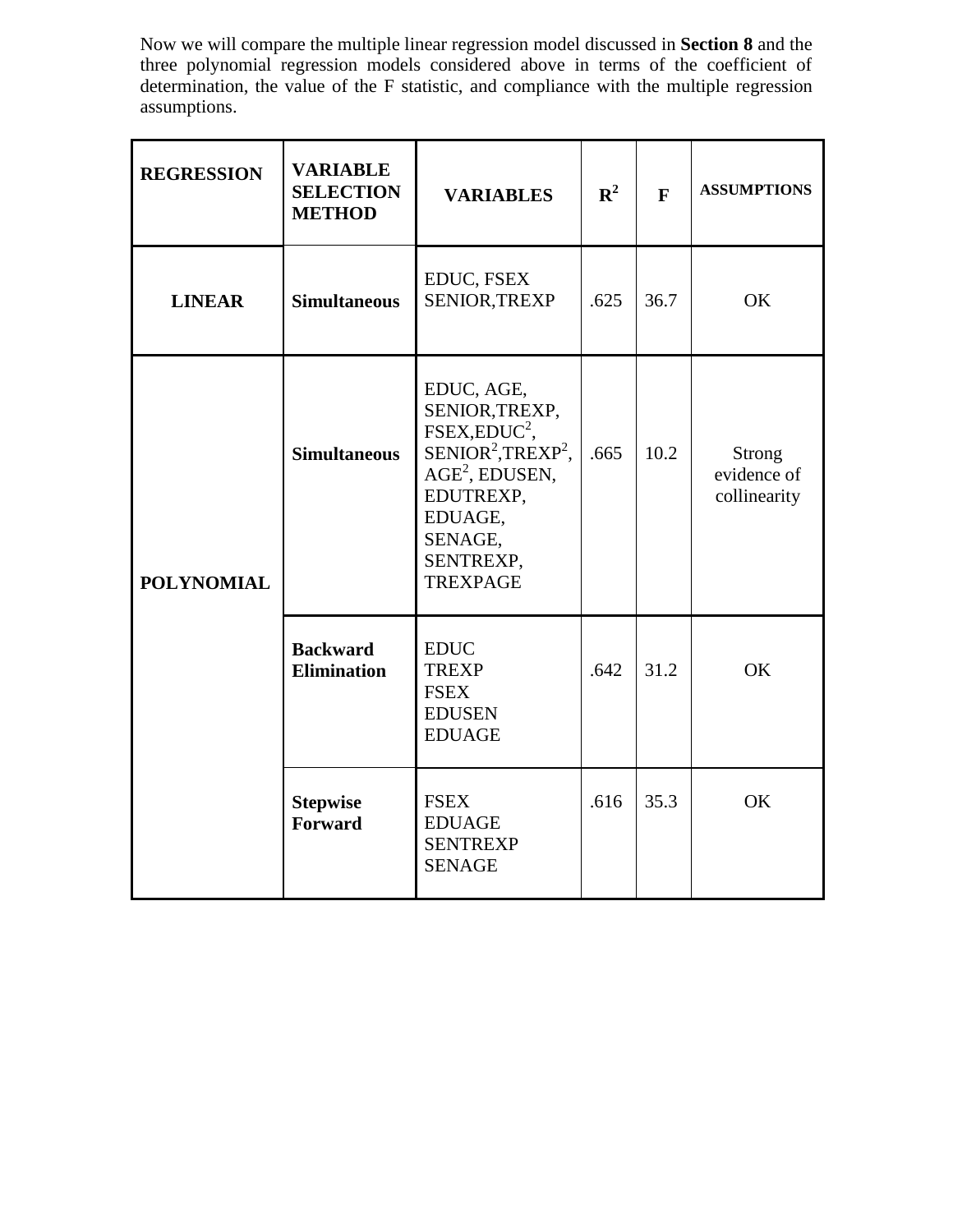Now we will compare the multiple linear regression model discussed in **Section 8** and the three polynomial regression models considered above in terms of the coefficient of determination, the value of the F statistic, and compliance with the multiple regression assumptions.

| **REGRESSION** | **VARIABLE SELECTION METHOD** | **VARIABLES** | $R^2$ | **F** | **ASSUMPTIONS** |
|---|---|---|---|---|---|
| **LINEAR** | **Simultaneous** | EDUC, FSEX SENIOR,TREXP | .625 | 36.7 | OK |
| **POLYNOMIAL** | **Simultaneous** | EDUC, AGE, SENIOR,TREXP, FSEX,$EDUC^2$, $SENIOR^2$,$TREXP^2$, $AGE^2$, EDUSEN, EDUTREXP, EDUAGE, SENAGE, SENTREXP, TREXPAGE | .665 | 10.2 | Strong evidence of collinearity |
| | **Backward Elimination** | EDUC TREXP FSEX EDUSEN EDUAGE | .642 | 31.2 | OK |
| | **Stepwise Forward** | FSEX EDUAGE SENTREXP SENAGE | .616 | 35.3 | OK |